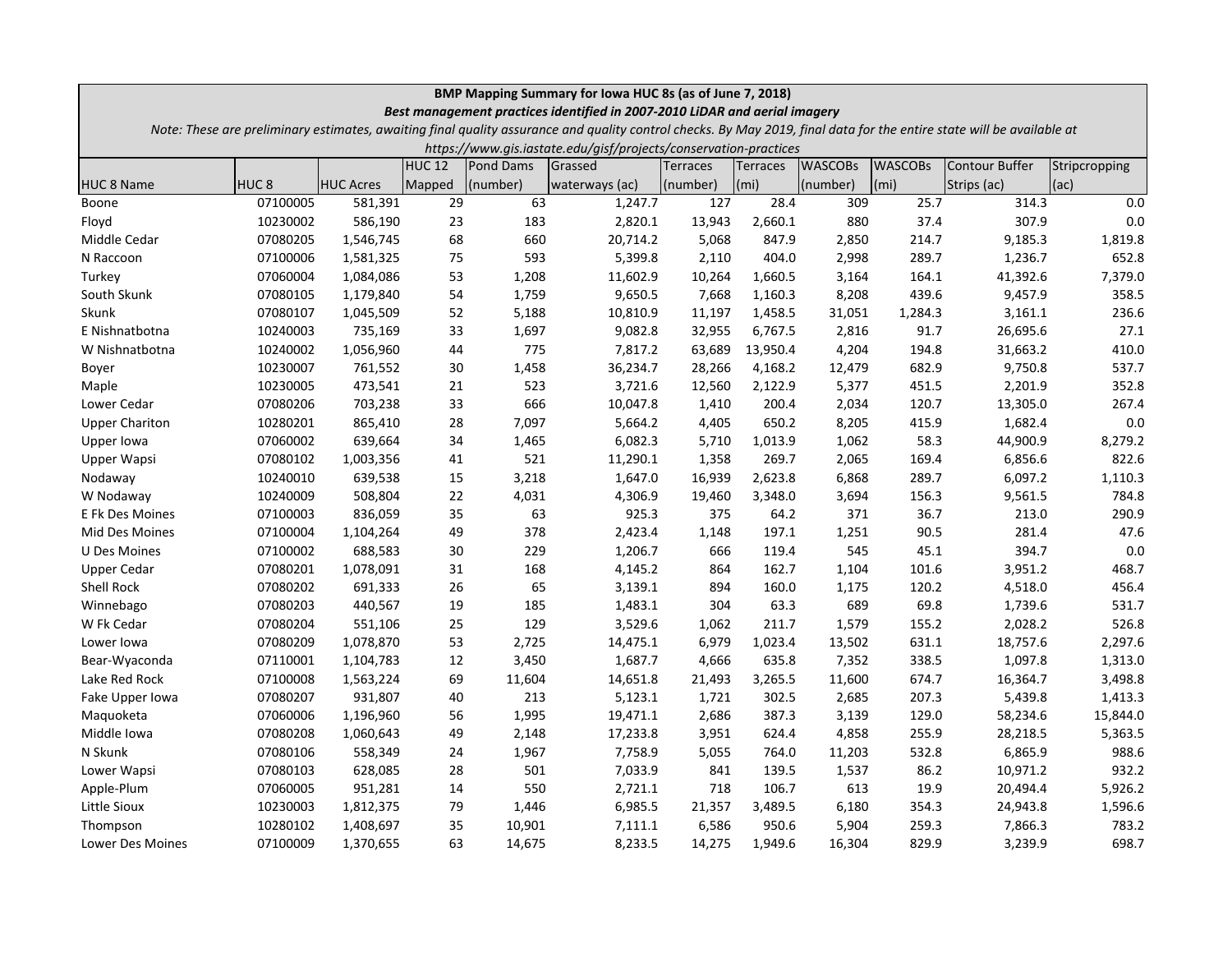**BMP Mapping Summary for Iowa HUC 8s (as of June 7, 2018)**

***Best management practices identified in 2007-2010 LiDAR and aerial imagery***

*Note: These are preliminary estimates, awaiting final quality assurance and quality control checks. By May 2019, final data for the entire state will be available at https://www.gis.iastate.edu/gisf/projects/conservation-practices*

| HUC 8 Name | HUC 8 | HUC Acres | HUC 12 Mapped | Pond Dams (number) | Grassed waterways (ac) | Terraces (number) | Terraces (mi) | WASCOBs (number) | WASCOBs (mi) | Contour Buffer Strips (ac) | Stripcropping (ac) |
|---|---|---|---|---|---|---|---|---|---|---|---|
| Boone | 07100005 | 581,391 | 29 | 63 | 1,247.7 | 127 | 28.4 | 309 | 25.7 | 314.3 | 0.0 |
| Floyd | 10230002 | 586,190 | 23 | 183 | 2,820.1 | 13,943 | 2,660.1 | 880 | 37.4 | 307.9 | 0.0 |
| Middle Cedar | 07080205 | 1,546,745 | 68 | 660 | 20,714.2 | 5,068 | 847.9 | 2,850 | 214.7 | 9,185.3 | 1,819.8 |
| N Raccoon | 07100006 | 1,581,325 | 75 | 593 | 5,399.8 | 2,110 | 404.0 | 2,998 | 289.7 | 1,236.7 | 652.8 |
| Turkey | 07060004 | 1,084,086 | 53 | 1,208 | 11,602.9 | 10,264 | 1,660.5 | 3,164 | 164.1 | 41,392.6 | 7,379.0 |
| South Skunk | 07080105 | 1,179,840 | 54 | 1,759 | 9,650.5 | 7,668 | 1,160.3 | 8,208 | 439.6 | 9,457.9 | 358.5 |
| Skunk | 07080107 | 1,045,509 | 52 | 5,188 | 10,810.9 | 11,197 | 1,458.5 | 31,051 | 1,284.3 | 3,161.1 | 236.6 |
| E Nishnatbotna | 10240003 | 735,169 | 33 | 1,697 | 9,082.8 | 32,955 | 6,767.5 | 2,816 | 91.7 | 26,695.6 | 27.1 |
| W Nishnatbotna | 10240002 | 1,056,960 | 44 | 775 | 7,817.2 | 63,689 | 13,950.4 | 4,204 | 194.8 | 31,663.2 | 410.0 |
| Boyer | 10230007 | 761,552 | 30 | 1,458 | 36,234.7 | 28,266 | 4,168.2 | 12,479 | 682.9 | 9,750.8 | 537.7 |
| Maple | 10230005 | 473,541 | 21 | 523 | 3,721.6 | 12,560 | 2,122.9 | 5,377 | 451.5 | 2,201.9 | 352.8 |
| Lower Cedar | 07080206 | 703,238 | 33 | 666 | 10,047.8 | 1,410 | 200.4 | 2,034 | 120.7 | 13,305.0 | 267.4 |
| Upper Chariton | 10280201 | 865,410 | 28 | 7,097 | 5,664.2 | 4,405 | 650.2 | 8,205 | 415.9 | 1,682.4 | 0.0 |
| Upper Iowa | 07060002 | 639,664 | 34 | 1,465 | 6,082.3 | 5,710 | 1,013.9 | 1,062 | 58.3 | 44,900.9 | 8,279.2 |
| Upper Wapsi | 07080102 | 1,003,356 | 41 | 521 | 11,290.1 | 1,358 | 269.7 | 2,065 | 169.4 | 6,856.6 | 822.6 |
| Nodaway | 10240010 | 639,538 | 15 | 3,218 | 1,647.0 | 16,939 | 2,623.8 | 6,868 | 289.7 | 6,097.2 | 1,110.3 |
| W Nodaway | 10240009 | 508,804 | 22 | 4,031 | 4,306.9 | 19,460 | 3,348.0 | 3,694 | 156.3 | 9,561.5 | 784.8 |
| E Fk Des Moines | 07100003 | 836,059 | 35 | 63 | 925.3 | 375 | 64.2 | 371 | 36.7 | 213.0 | 290.9 |
| Mid Des Moines | 07100004 | 1,104,264 | 49 | 378 | 2,423.4 | 1,148 | 197.1 | 1,251 | 90.5 | 281.4 | 47.6 |
| U Des Moines | 07100002 | 688,583 | 30 | 229 | 1,206.7 | 666 | 119.4 | 545 | 45.1 | 394.7 | 0.0 |
| Upper Cedar | 07080201 | 1,078,091 | 31 | 168 | 4,145.2 | 864 | 162.7 | 1,104 | 101.6 | 3,951.2 | 468.7 |
| Shell Rock | 07080202 | 691,333 | 26 | 65 | 3,139.1 | 894 | 160.0 | 1,175 | 120.2 | 4,518.0 | 456.4 |
| Winnebago | 07080203 | 440,567 | 19 | 185 | 1,483.1 | 304 | 63.3 | 689 | 69.8 | 1,739.6 | 531.7 |
| W Fk Cedar | 07080204 | 551,106 | 25 | 129 | 3,529.6 | 1,062 | 211.7 | 1,579 | 155.2 | 2,028.2 | 526.8 |
| Lower Iowa | 07080209 | 1,078,870 | 53 | 2,725 | 14,475.1 | 6,979 | 1,023.4 | 13,502 | 631.1 | 18,757.6 | 2,297.6 |
| Bear-Wyaconda | 07110001 | 1,104,783 | 12 | 3,450 | 1,687.7 | 4,666 | 635.8 | 7,352 | 338.5 | 1,097.8 | 1,313.0 |
| Lake Red Rock | 07100008 | 1,563,224 | 69 | 11,604 | 14,651.8 | 21,493 | 3,265.5 | 11,600 | 674.7 | 16,364.7 | 3,498.8 |
| Fake Upper Iowa | 07080207 | 931,807 | 40 | 213 | 5,123.1 | 1,721 | 302.5 | 2,685 | 207.3 | 5,439.8 | 1,413.3 |
| Maquoketa | 07060006 | 1,196,960 | 56 | 1,995 | 19,471.1 | 2,686 | 387.3 | 3,139 | 129.0 | 58,234.6 | 15,844.0 |
| Middle Iowa | 07080208 | 1,060,643 | 49 | 2,148 | 17,233.8 | 3,951 | 624.4 | 4,858 | 255.9 | 28,218.5 | 5,363.5 |
| N Skunk | 07080106 | 558,349 | 24 | 1,967 | 7,758.9 | 5,055 | 764.0 | 11,203 | 532.8 | 6,865.9 | 988.6 |
| Lower Wapsi | 07080103 | 628,085 | 28 | 501 | 7,033.9 | 841 | 139.5 | 1,537 | 86.2 | 10,971.2 | 932.2 |
| Apple-Plum | 07060005 | 951,281 | 14 | 550 | 2,721.1 | 718 | 106.7 | 613 | 19.9 | 20,494.4 | 5,926.2 |
| Little Sioux | 10230003 | 1,812,375 | 79 | 1,446 | 6,985.5 | 21,357 | 3,489.5 | 6,180 | 354.3 | 24,943.8 | 1,596.6 |
| Thompson | 10280102 | 1,408,697 | 35 | 10,901 | 7,111.1 | 6,586 | 950.6 | 5,904 | 259.3 | 7,866.3 | 783.2 |
| Lower Des Moines | 07100009 | 1,370,655 | 63 | 14,675 | 8,233.5 | 14,275 | 1,949.6 | 16,304 | 829.9 | 3,239.9 | 698.7 |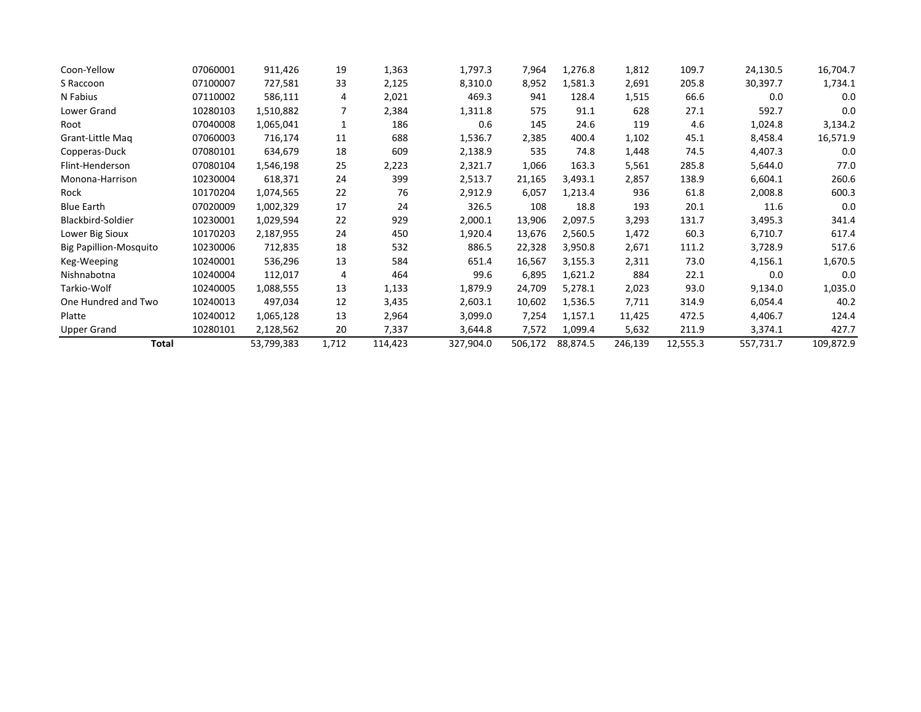| | | | | | | | | | | | |
|---|---|---|---|---|---|---|---|---|---|---|---|
| Coon-Yellow | 07060001 | 911,426 | 19 | 1,363 | 1,797.3 | 7,964 | 1,276.8 | 1,812 | 109.7 | 24,130.5 | 16,704.7 |
| S Raccoon | 07100007 | 727,581 | 33 | 2,125 | 8,310.0 | 8,952 | 1,581.3 | 2,691 | 205.8 | 30,397.7 | 1,734.1 |
| N Fabius | 07110002 | 586,111 | 4 | 2,021 | 469.3 | 941 | 128.4 | 1,515 | 66.6 | 0.0 | 0.0 |
| Lower Grand | 10280103 | 1,510,882 | 7 | 2,384 | 1,311.8 | 575 | 91.1 | 628 | 27.1 | 592.7 | 0.0 |
| Root | 07040008 | 1,065,041 | 1 | 186 | 0.6 | 145 | 24.6 | 119 | 4.6 | 1,024.8 | 3,134.2 |
| Grant-Little Maq | 07060003 | 716,174 | 11 | 688 | 1,536.7 | 2,385 | 400.4 | 1,102 | 45.1 | 8,458.4 | 16,571.9 |
| Copperas-Duck | 07080101 | 634,679 | 18 | 609 | 2,138.9 | 535 | 74.8 | 1,448 | 74.5 | 4,407.3 | 0.0 |
| Flint-Henderson | 07080104 | 1,546,198 | 25 | 2,223 | 2,321.7 | 1,066 | 163.3 | 5,561 | 285.8 | 5,644.0 | 77.0 |
| Monona-Harrison | 10230004 | 618,371 | 24 | 399 | 2,513.7 | 21,165 | 3,493.1 | 2,857 | 138.9 | 6,604.1 | 260.6 |
| Rock | 10170204 | 1,074,565 | 22 | 76 | 2,912.9 | 6,057 | 1,213.4 | 936 | 61.8 | 2,008.8 | 600.3 |
| Blue Earth | 07020009 | 1,002,329 | 17 | 24 | 326.5 | 108 | 18.8 | 193 | 20.1 | 11.6 | 0.0 |
| Blackbird-Soldier | 10230001 | 1,029,594 | 22 | 929 | 2,000.1 | 13,906 | 2,097.5 | 3,293 | 131.7 | 3,495.3 | 341.4 |
| Lower Big Sioux | 10170203 | 2,187,955 | 24 | 450 | 1,920.4 | 13,676 | 2,560.5 | 1,472 | 60.3 | 6,710.7 | 617.4 |
| Big Papillion-Mosquito | 10230006 | 712,835 | 18 | 532 | 886.5 | 22,328 | 3,950.8 | 2,671 | 111.2 | 3,728.9 | 517.6 |
| Keg-Weeping | 10240001 | 536,296 | 13 | 584 | 651.4 | 16,567 | 3,155.3 | 2,311 | 73.0 | 4,156.1 | 1,670.5 |
| Nishnabotna | 10240004 | 112,017 | 4 | 464 | 99.6 | 6,895 | 1,621.2 | 884 | 22.1 | 0.0 | 0.0 |
| Tarkio-Wolf | 10240005 | 1,088,555 | 13 | 1,133 | 1,879.9 | 24,709 | 5,278.1 | 2,023 | 93.0 | 9,134.0 | 1,035.0 |
| One Hundred and Two | 10240013 | 497,034 | 12 | 3,435 | 2,603.1 | 10,602 | 1,536.5 | 7,711 | 314.9 | 6,054.4 | 40.2 |
| Platte | 10240012 | 1,065,128 | 13 | 2,964 | 3,099.0 | 7,254 | 1,157.1 | 11,425 | 472.5 | 4,406.7 | 124.4 |
| Upper Grand | 10280101 | 2,128,562 | 20 | 7,337 | 3,644.8 | 7,572 | 1,099.4 | 5,632 | 211.9 | 3,374.1 | 427.7 |
| **Total** | | 53,799,383 | 1,712 | 114,423 | 327,904.0 | 506,172 | 88,874.5 | 246,139 | 12,555.3 | 557,731.7 | 109,872.9 |